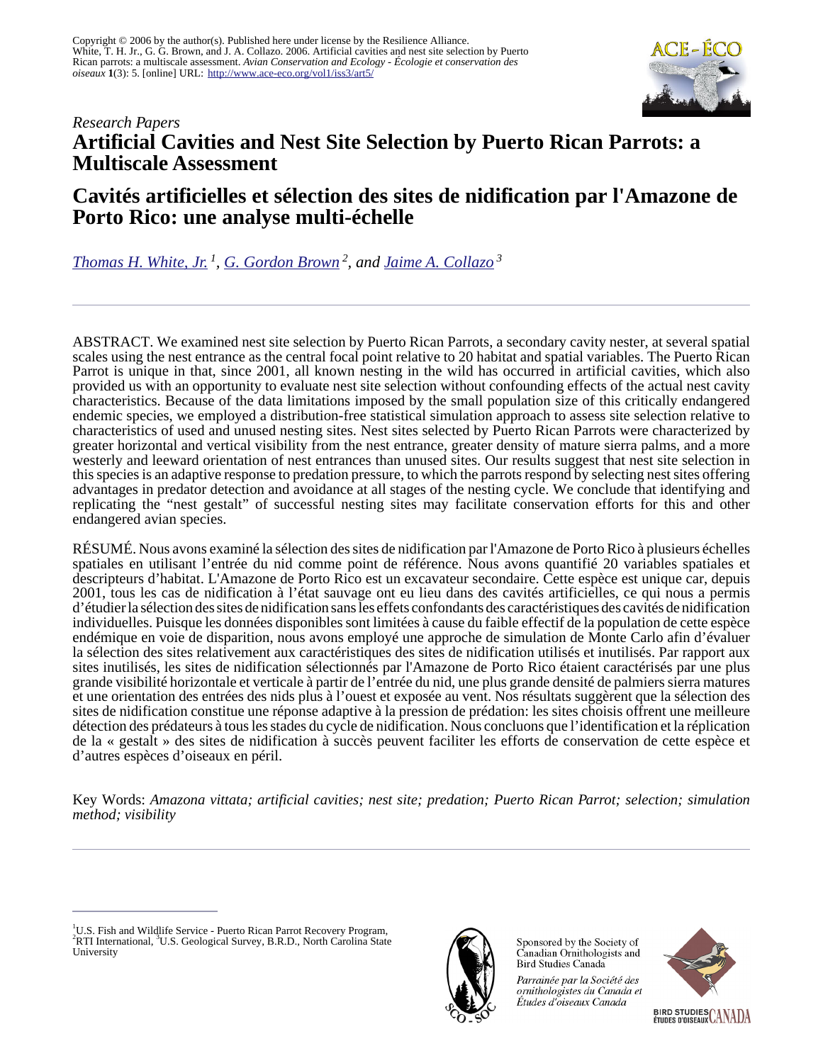Copyright © 2006 by the author(s). Published here under license by the Resilience Alliance.
White, T. H. Jr., G. G. Brown, and J. A. Collazo. 2006. Artificial cavities and nest site selection by Puerto Rican parrots: a multiscale assessment. *Avian Conservation and Ecology - Écologie et conservation des oiseaux* **1**(3): 5. [online] URL: http://www.ace-eco.org/vol1/iss3/art5/

*Research Papers*

# Artificial Cavities and Nest Site Selection by Puerto Rican Parrots: a Multiscale Assessment

# Cavités artificielles et sélection des sites de nidification par l'Amazone de Porto Rico: une analyse multi-échelle

*Thomas H. White, Jr.* [1], *G. Gordon Brown* [2], *and Jaime A. Collazo* [3]

ABSTRACT. We examined nest site selection by Puerto Rican Parrots, a secondary cavity nester, at several spatial scales using the nest entrance as the central focal point relative to 20 habitat and spatial variables. The Puerto Rican Parrot is unique in that, since 2001, all known nesting in the wild has occurred in artificial cavities, which also provided us with an opportunity to evaluate nest site selection without confounding effects of the actual nest cavity characteristics. Because of the data limitations imposed by the small population size of this critically endangered endemic species, we employed a distribution-free statistical simulation approach to assess site selection relative to characteristics of used and unused nesting sites. Nest sites selected by Puerto Rican Parrots were characterized by greater horizontal and vertical visibility from the nest entrance, greater density of mature sierra palms, and a more westerly and leeward orientation of nest entrances than unused sites. Our results suggest that nest site selection in this species is an adaptive response to predation pressure, to which the parrots respond by selecting nest sites offering advantages in predator detection and avoidance at all stages of the nesting cycle. We conclude that identifying and replicating the "nest gestalt" of successful nesting sites may facilitate conservation efforts for this and other endangered avian species.

RÉSUMÉ. Nous avons examiné la sélection des sites de nidification par l'Amazone de Porto Rico à plusieurs échelles spatiales en utilisant l'entrée du nid comme point de référence. Nous avons quantifié 20 variables spatiales et descripteurs d'habitat. L'Amazone de Porto Rico est un excavateur secondaire. Cette espèce est unique car, depuis 2001, tous les cas de nidification à l'état sauvage ont eu lieu dans des cavités artificielles, ce qui nous a permis d'étudier la sélection des sites de nidification sans les effets confondants des caractéristiques des cavités de nidification individuelles. Puisque les données disponibles sont limitées à cause du faible effectif de la population de cette espèce endémique en voie de disparition, nous avons employé une approche de simulation de Monte Carlo afin d'évaluer la sélection des sites relativement aux caractéristiques des sites de nidification utilisés et inutilisés. Par rapport aux sites inutilisés, les sites de nidification sélectionnés par l'Amazone de Porto Rico étaient caractérisés par une plus grande visibilité horizontale et verticale à partir de l'entrée du nid, une plus grande densité de palmiers sierra matures et une orientation des entrées des nids plus à l'ouest et exposée au vent. Nos résultats suggèrent que la sélection des sites de nidification constitue une réponse adaptive à la pression de prédation: les sites choisis offrent une meilleure détection des prédateurs à tous les stades du cycle de nidification. Nous concluons que l'identification et la réplication de la « gestalt » des sites de nidification à succès peuvent faciliter les efforts de conservation de cette espèce et d'autres espèces d'oiseaux en péril.

Key Words: *Amazona vittata; artificial cavities; nest site; predation; Puerto Rican Parrot; selection; simulation method; visibility*

---

[1] U.S. Fish and Wildlife Service - Puerto Rican Parrot Recovery Program, [2] RTI International, [3] U.S. Geological Survey, B.R.D., North Carolina State University

Sponsored by the Society of Canadian Ornithologists and Bird Studies Canada

*Parrainée par la Société des ornithologistes du Canada et Études d'oiseaux Canada*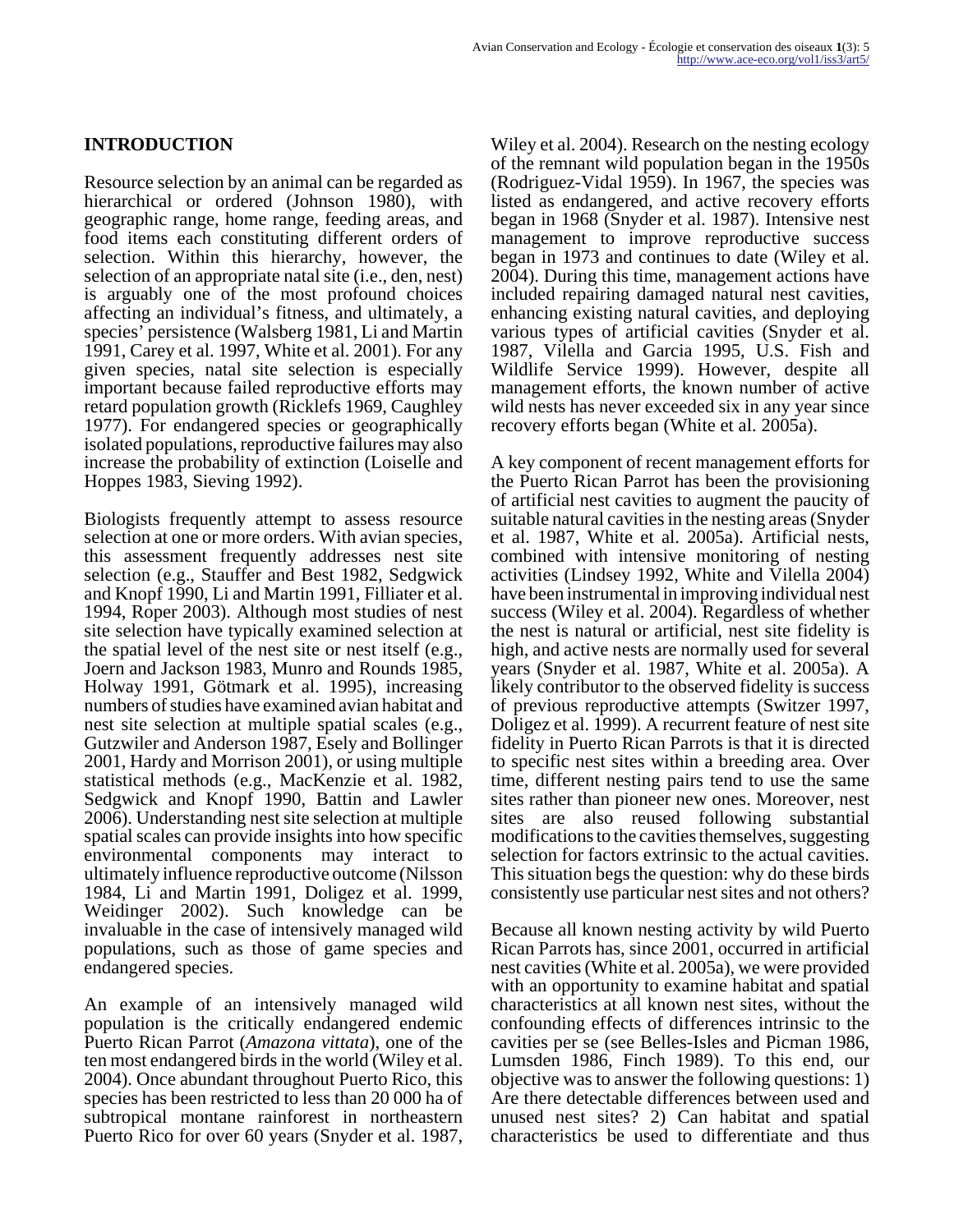## INTRODUCTION

Resource selection by an animal can be regarded as hierarchical or ordered (Johnson 1980), with geographic range, home range, feeding areas, and food items each constituting different orders of selection. Within this hierarchy, however, the selection of an appropriate natal site (i.e., den, nest) is arguably one of the most profound choices affecting an individual's fitness, and ultimately, a species' persistence (Walsberg 1981, Li and Martin 1991, Carey et al. 1997, White et al. 2001). For any given species, natal site selection is especially important because failed reproductive efforts may retard population growth (Ricklefs 1969, Caughley 1977). For endangered species or geographically isolated populations, reproductive failures may also increase the probability of extinction (Loiselle and Hoppes 1983, Sieving 1992).

Biologists frequently attempt to assess resource selection at one or more orders. With avian species, this assessment frequently addresses nest site selection (e.g., Stauffer and Best 1982, Sedgwick and Knopf 1990, Li and Martin 1991, Filliater et al. 1994, Roper 2003). Although most studies of nest site selection have typically examined selection at the spatial level of the nest site or nest itself (e.g., Joern and Jackson 1983, Munro and Rounds 1985, Holway 1991, Götmark et al. 1995), increasing numbers of studies have examined avian habitat and nest site selection at multiple spatial scales (e.g., Gutzwiler and Anderson 1987, Esely and Bollinger 2001, Hardy and Morrison 2001), or using multiple statistical methods (e.g., MacKenzie et al. 1982, Sedgwick and Knopf 1990, Battin and Lawler 2006). Understanding nest site selection at multiple spatial scales can provide insights into how specific environmental components may interact to ultimately influence reproductive outcome (Nilsson 1984, Li and Martin 1991, Doligez et al. 1999, Weidinger 2002). Such knowledge can be invaluable in the case of intensively managed wild populations, such as those of game species and endangered species.

An example of an intensively managed wild population is the critically endangered endemic Puerto Rican Parrot (*Amazona vittata*), one of the ten most endangered birds in the world (Wiley et al. 2004). Once abundant throughout Puerto Rico, this species has been restricted to less than 20 000 ha of subtropical montane rainforest in northeastern Puerto Rico for over 60 years (Snyder et al. 1987, Wiley et al. 2004). Research on the nesting ecology of the remnant wild population began in the 1950s (Rodriguez-Vidal 1959). In 1967, the species was listed as endangered, and active recovery efforts began in 1968 (Snyder et al. 1987). Intensive nest management to improve reproductive success began in 1973 and continues to date (Wiley et al. 2004). During this time, management actions have included repairing damaged natural nest cavities, enhancing existing natural cavities, and deploying various types of artificial cavities (Snyder et al. 1987, Vilella and Garcia 1995, U.S. Fish and Wildlife Service 1999). However, despite all management efforts, the known number of active wild nests has never exceeded six in any year since recovery efforts began (White et al. 2005a).

A key component of recent management efforts for the Puerto Rican Parrot has been the provisioning of artificial nest cavities to augment the paucity of suitable natural cavities in the nesting areas (Snyder et al. 1987, White et al. 2005a). Artificial nests, combined with intensive monitoring of nesting activities (Lindsey 1992, White and Vilella 2004) have been instrumental in improving individual nest success (Wiley et al. 2004). Regardless of whether the nest is natural or artificial, nest site fidelity is high, and active nests are normally used for several years (Snyder et al. 1987, White et al. 2005a). A likely contributor to the observed fidelity is success of previous reproductive attempts (Switzer 1997, Doligez et al. 1999). A recurrent feature of nest site fidelity in Puerto Rican Parrots is that it is directed to specific nest sites within a breeding area. Over time, different nesting pairs tend to use the same sites rather than pioneer new ones. Moreover, nest sites are also reused following substantial modifications to the cavities themselves, suggesting selection for factors extrinsic to the actual cavities. This situation begs the question: why do these birds consistently use particular nest sites and not others?

Because all known nesting activity by wild Puerto Rican Parrots has, since 2001, occurred in artificial nest cavities (White et al. 2005a), we were provided with an opportunity to examine habitat and spatial characteristics at all known nest sites, without the confounding effects of differences intrinsic to the cavities per se (see Belles-Isles and Picman 1986, Lumsden 1986, Finch 1989). To this end, our objective was to answer the following questions: 1) Are there detectable differences between used and unused nest sites? 2) Can habitat and spatial characteristics be used to differentiate and thus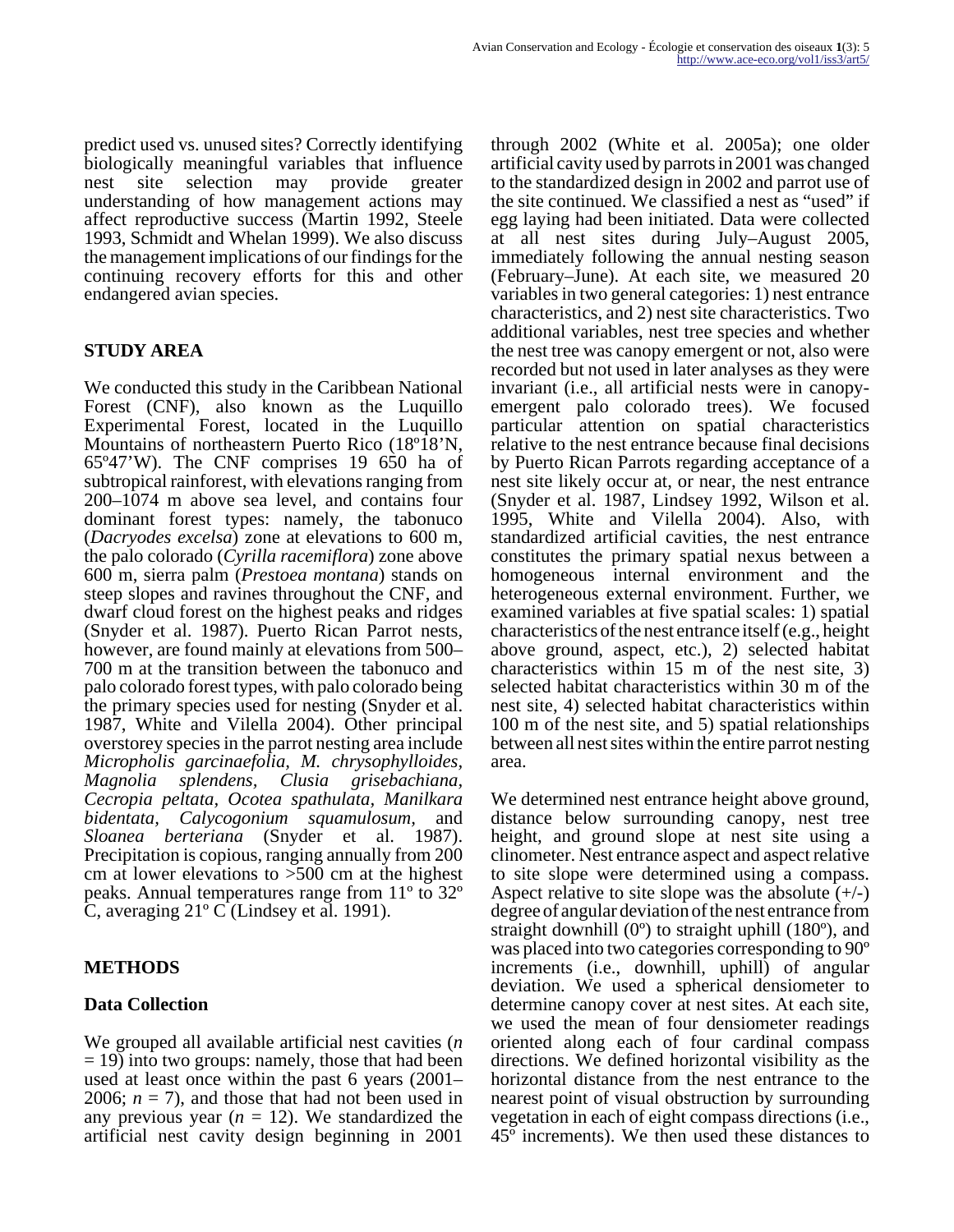predict used vs. unused sites? Correctly identifying biologically meaningful variables that influence nest site selection may provide greater understanding of how management actions may affect reproductive success (Martin 1992, Steele 1993, Schmidt and Whelan 1999). We also discuss the management implications of our findings for the continuing recovery efforts for this and other endangered avian species.

## STUDY AREA

We conducted this study in the Caribbean National Forest (CNF), also known as the Luquillo Experimental Forest, located in the Luquillo Mountains of northeastern Puerto Rico (18º18'N, 65º47'W). The CNF comprises 19 650 ha of subtropical rainforest, with elevations ranging from 200–1074 m above sea level, and contains four dominant forest types: namely, the tabonuco (*Dacryodes excelsa*) zone at elevations to 600 m, the palo colorado (*Cyrilla racemiflora*) zone above 600 m, sierra palm (*Prestoea montana*) stands on steep slopes and ravines throughout the CNF, and dwarf cloud forest on the highest peaks and ridges (Snyder et al. 1987). Puerto Rican Parrot nests, however, are found mainly at elevations from 500–700 m at the transition between the tabonuco and palo colorado forest types, with palo colorado being the primary species used for nesting (Snyder et al. 1987, White and Vilella 2004). Other principal overstorey species in the parrot nesting area include *Micropholis garcinaefolia*, *M. chrysophylloides*, *Magnolia splendens*, *Clusia grisebachiana*, *Cecropia peltata*, *Ocotea spathulata*, *Manilkara bidentata*, *Calycogonium squamulosum*, and *Sloanea berteriana* (Snyder et al. 1987). Precipitation is copious, ranging annually from 200 cm at lower elevations to >500 cm at the highest peaks. Annual temperatures range from 11º to 32º C, averaging 21º C (Lindsey et al. 1991).

## METHODS

### Data Collection

We grouped all available artificial nest cavities ($n = 19$) into two groups: namely, those that had been used at least once within the past 6 years (2001–2006; $n = 7$), and those that had not been used in any previous year ($n = 12$). We standardized the artificial nest cavity design beginning in 2001 through 2002 (White et al. 2005a); one older artificial cavity used by parrots in 2001 was changed to the standardized design in 2002 and parrot use of the site continued. We classified a nest as "used" if egg laying had been initiated. Data were collected at all nest sites during July–August 2005, immediately following the annual nesting season (February–June). At each site, we measured 20 variables in two general categories: 1) nest entrance characteristics, and 2) nest site characteristics. Two additional variables, nest tree species and whether the nest tree was canopy emergent or not, also were recorded but not used in later analyses as they were invariant (i.e., all artificial nests were in canopy-emergent palo colorado trees). We focused particular attention on spatial characteristics relative to the nest entrance because final decisions by Puerto Rican Parrots regarding acceptance of a nest site likely occur at, or near, the nest entrance (Snyder et al. 1987, Lindsey 1992, Wilson et al. 1995, White and Vilella 2004). Also, with standardized artificial cavities, the nest entrance constitutes the primary spatial nexus between a homogeneous internal environment and the heterogeneous external environment. Further, we examined variables at five spatial scales: 1) spatial characteristics of the nest entrance itself (e.g., height above ground, aspect, etc.), 2) selected habitat characteristics within 15 m of the nest site, 3) selected habitat characteristics within 30 m of the nest site, 4) selected habitat characteristics within 100 m of the nest site, and 5) spatial relationships between all nest sites within the entire parrot nesting area.

We determined nest entrance height above ground, distance below surrounding canopy, nest tree height, and ground slope at nest site using a clinometer. Nest entrance aspect and aspect relative to site slope were determined using a compass. Aspect relative to site slope was the absolute (+/-) degree of angular deviation of the nest entrance from straight downhill (0º) to straight uphill (180º), and was placed into two categories corresponding to 90º increments (i.e., downhill, uphill) of angular deviation. We used a spherical densiometer to determine canopy cover at nest sites. At each site, we used the mean of four densiometer readings oriented along each of four cardinal compass directions. We defined horizontal visibility as the horizontal distance from the nest entrance to the nearest point of visual obstruction by surrounding vegetation in each of eight compass directions (i.e., 45º increments). We then used these distances to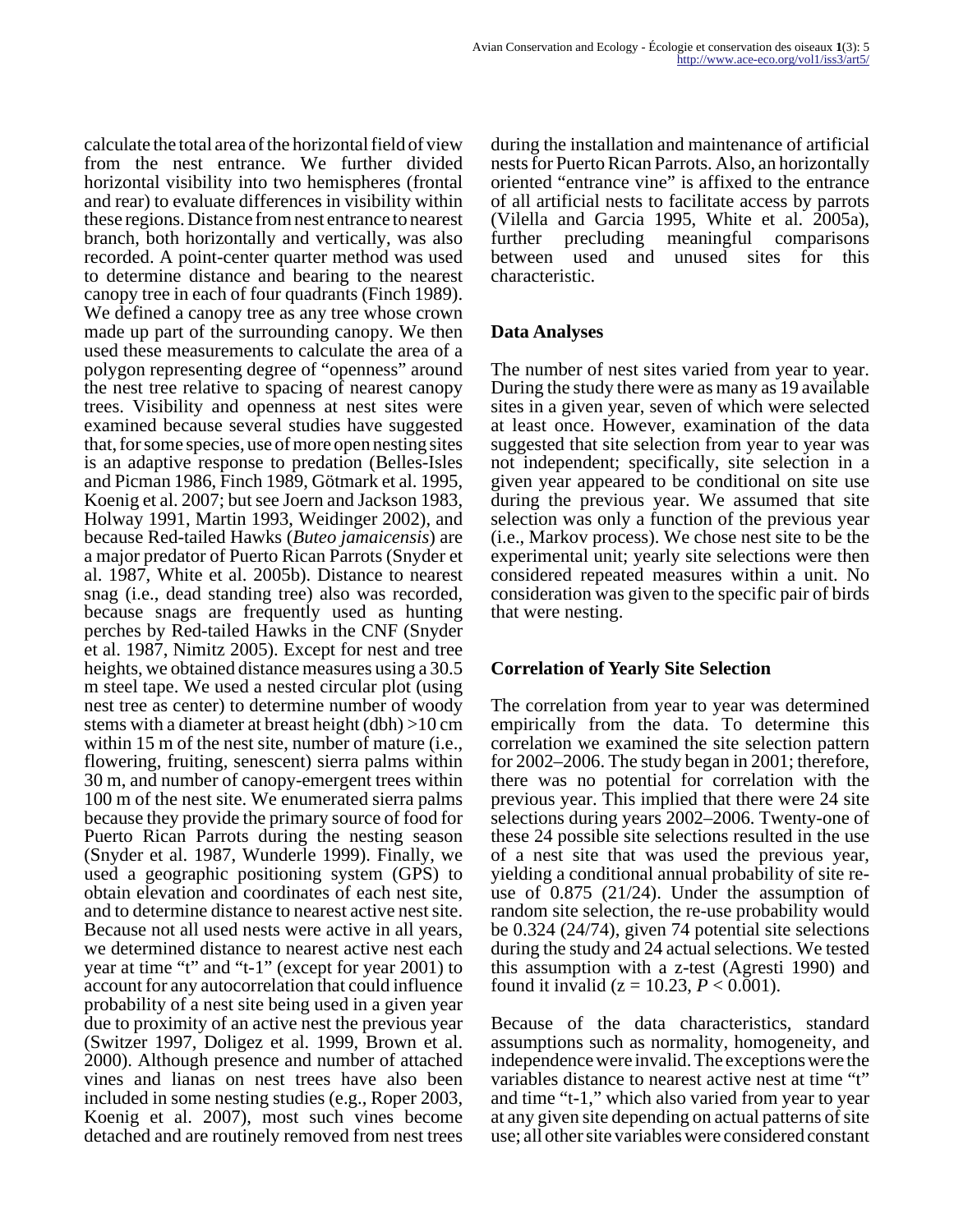calculate the total area of the horizontal field of view from the nest entrance. We further divided horizontal visibility into two hemispheres (frontal and rear) to evaluate differences in visibility within these regions. Distance from nest entrance to nearest branch, both horizontally and vertically, was also recorded. A point-center quarter method was used to determine distance and bearing to the nearest canopy tree in each of four quadrants (Finch 1989). We defined a canopy tree as any tree whose crown made up part of the surrounding canopy. We then used these measurements to calculate the area of a polygon representing degree of "openness" around the nest tree relative to spacing of nearest canopy trees. Visibility and openness at nest sites were examined because several studies have suggested that, for some species, use of more open nesting sites is an adaptive response to predation (Belles-Isles and Picman 1986, Finch 1989, Götmark et al. 1995, Koenig et al. 2007; but see Joern and Jackson 1983, Holway 1991, Martin 1993, Weidinger 2002), and because Red-tailed Hawks (*Buteo jamaicensis*) are a major predator of Puerto Rican Parrots (Snyder et al. 1987, White et al. 2005b). Distance to nearest snag (i.e., dead standing tree) also was recorded, because snags are frequently used as hunting perches by Red-tailed Hawks in the CNF (Snyder et al. 1987, Nimitz 2005). Except for nest and tree heights, we obtained distance measures using a 30.5 m steel tape. We used a nested circular plot (using nest tree as center) to determine number of woody stems with a diameter at breast height (dbh) >10 cm within 15 m of the nest site, number of mature (i.e., flowering, fruiting, senescent) sierra palms within 30 m, and number of canopy-emergent trees within 100 m of the nest site. We enumerated sierra palms because they provide the primary source of food for Puerto Rican Parrots during the nesting season (Snyder et al. 1987, Wunderle 1999). Finally, we used a geographic positioning system (GPS) to obtain elevation and coordinates of each nest site, and to determine distance to nearest active nest site. Because not all used nests were active in all years, we determined distance to nearest active nest each year at time "t" and "t-1" (except for year 2001) to account for any autocorrelation that could influence probability of a nest site being used in a given year due to proximity of an active nest the previous year (Switzer 1997, Doligez et al. 1999, Brown et al. 2000). Although presence and number of attached vines and lianas on nest trees have also been included in some nesting studies (e.g., Roper 2003, Koenig et al. 2007), most such vines become detached and are routinely removed from nest trees during the installation and maintenance of artificial nests for Puerto Rican Parrots. Also, an horizontally oriented "entrance vine" is affixed to the entrance of all artificial nests to facilitate access by parrots (Vilella and Garcia 1995, White et al. 2005a), further precluding meaningful comparisons between used and unused sites for this characteristic.

## Data Analyses

The number of nest sites varied from year to year. During the study there were as many as 19 available sites in a given year, seven of which were selected at least once. However, examination of the data suggested that site selection from year to year was not independent; specifically, site selection in a given year appeared to be conditional on site use during the previous year. We assumed that site selection was only a function of the previous year (i.e., Markov process). We chose nest site to be the experimental unit; yearly site selections were then considered repeated measures within a unit. No consideration was given to the specific pair of birds that were nesting.

## Correlation of Yearly Site Selection

The correlation from year to year was determined empirically from the data. To determine this correlation we examined the site selection pattern for 2002–2006. The study began in 2001; therefore, there was no potential for correlation with the previous year. This implied that there were 24 site selections during years 2002–2006. Twenty-one of these 24 possible site selections resulted in the use of a nest site that was used the previous year, yielding a conditional annual probability of site re-use of 0.875 (21/24). Under the assumption of random site selection, the re-use probability would be 0.324 (24/74), given 74 potential site selections during the study and 24 actual selections. We tested this assumption with a z-test (Agresti 1990) and found it invalid ($z = 10.23$, $P < 0.001$).

Because of the data characteristics, standard assumptions such as normality, homogeneity, and independence were invalid. The exceptions were the variables distance to nearest active nest at time "t" and time "t-1," which also varied from year to year at any given site depending on actual patterns of site use; all other site variables were considered constant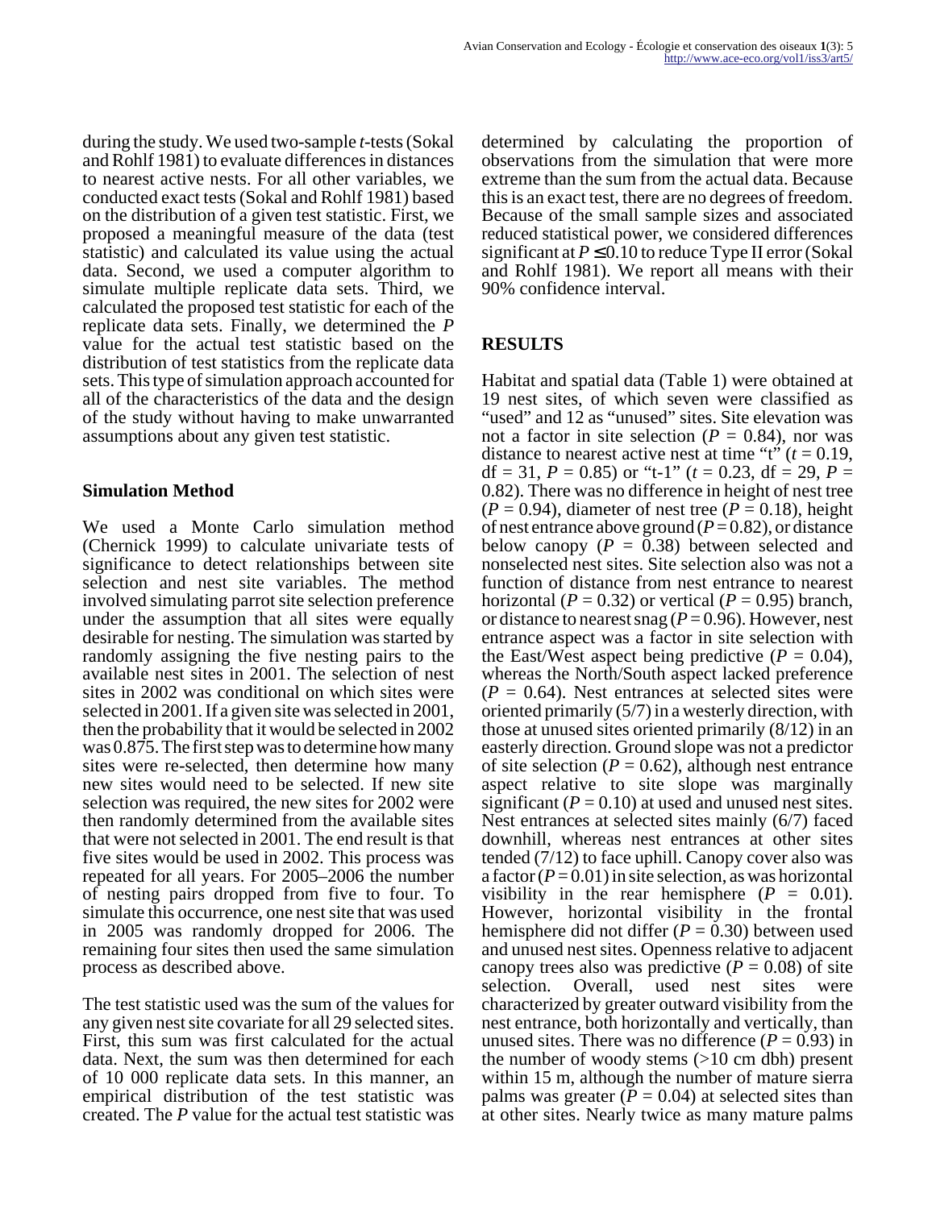during the study. We used two-sample *t*-tests (Sokal and Rohlf 1981) to evaluate differences in distances to nearest active nests. For all other variables, we conducted exact tests (Sokal and Rohlf 1981) based on the distribution of a given test statistic. First, we proposed a meaningful measure of the data (test statistic) and calculated its value using the actual data. Second, we used a computer algorithm to simulate multiple replicate data sets. Third, we calculated the proposed test statistic for each of the replicate data sets. Finally, we determined the *P* value for the actual test statistic based on the distribution of test statistics from the replicate data sets. This type of simulation approach accounted for all of the characteristics of the data and the design of the study without having to make unwarranted assumptions about any given test statistic.

### Simulation Method

We used a Monte Carlo simulation method (Chernick 1999) to calculate univariate tests of significance to detect relationships between site selection and nest site variables. The method involved simulating parrot site selection preference under the assumption that all sites were equally desirable for nesting. The simulation was started by randomly assigning the five nesting pairs to the available nest sites in 2001. The selection of nest sites in 2002 was conditional on which sites were selected in 2001. If a given site was selected in 2001, then the probability that it would be selected in 2002 was 0.875. The first step was to determine how many sites were re-selected, then determine how many new sites would need to be selected. If new site selection was required, the new sites for 2002 were then randomly determined from the available sites that were not selected in 2001. The end result is that five sites would be used in 2002. This process was repeated for all years. For 2005–2006 the number of nesting pairs dropped from five to four. To simulate this occurrence, one nest site that was used in 2005 was randomly dropped for 2006. The remaining four sites then used the same simulation process as described above.

The test statistic used was the sum of the values for any given nest site covariate for all 29 selected sites. First, this sum was first calculated for the actual data. Next, the sum was then determined for each of 10 000 replicate data sets. In this manner, an empirical distribution of the test statistic was created. The *P* value for the actual test statistic was determined by calculating the proportion of observations from the simulation that were more extreme than the sum from the actual data. Because this is an exact test, there are no degrees of freedom. Because of the small sample sizes and associated reduced statistical power, we considered differences significant at $P \leq 0.10$ to reduce Type II error (Sokal and Rohlf 1981). We report all means with their 90% confidence interval.

## RESULTS

Habitat and spatial data (Table 1) were obtained at 19 nest sites, of which seven were classified as "used" and 12 as "unused" sites. Site elevation was not a factor in site selection ($P = 0.84$), nor was distance to nearest active nest at time "t" ($t = 0.19$, df = 31, $P = 0.85$) or "t-1" ($t = 0.23$, df = 29, $P = 0.82$). There was no difference in height of nest tree ($P = 0.94$), diameter of nest tree ($P = 0.18$), height of nest entrance above ground ($P = 0.82$), or distance below canopy ($P = 0.38$) between selected and nonselected nest sites. Site selection also was not a function of distance from nest entrance to nearest horizontal ($P = 0.32$) or vertical ($P = 0.95$) branch, or distance to nearest snag ($P = 0.96$). However, nest entrance aspect was a factor in site selection with the East/West aspect being predictive ($P = 0.04$), whereas the North/South aspect lacked preference ($P = 0.64$). Nest entrances at selected sites were oriented primarily (5/7) in a westerly direction, with those at unused sites oriented primarily (8/12) in an easterly direction. Ground slope was not a predictor of site selection ($P = 0.62$), although nest entrance aspect relative to site slope was marginally significant ($P = 0.10$) at used and unused nest sites. Nest entrances at selected sites mainly (6/7) faced downhill, whereas nest entrances at other sites tended (7/12) to face uphill. Canopy cover also was a factor ($P = 0.01$) in site selection, as was horizontal visibility in the rear hemisphere ($P = 0.01$). However, horizontal visibility in the frontal hemisphere did not differ ($P = 0.30$) between used and unused nest sites. Openness relative to adjacent canopy trees also was predictive ($P = 0.08$) of site selection. Overall, used nest sites were characterized by greater outward visibility from the nest entrance, both horizontally and vertically, than unused sites. There was no difference ($P = 0.93$) in the number of woody stems (>10 cm dbh) present within 15 m, although the number of mature sierra palms was greater ($P = 0.04$) at selected sites than at other sites. Nearly twice as many mature palms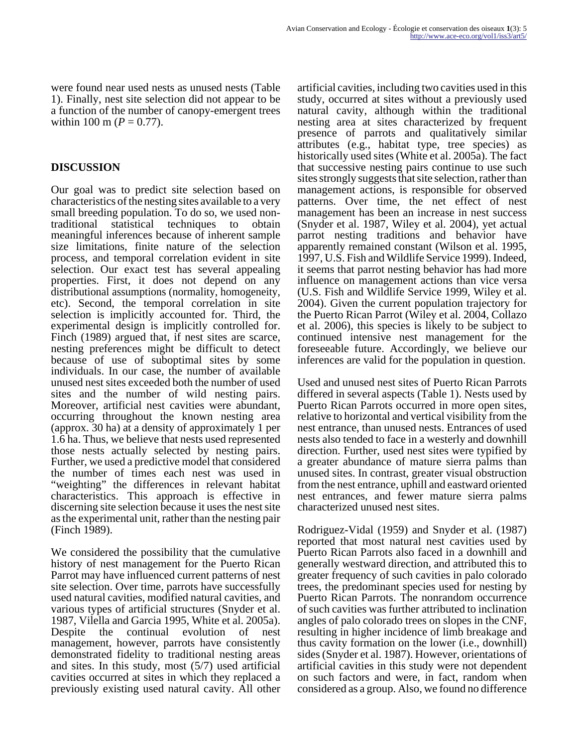were found near used nests as unused nests (Table 1). Finally, nest site selection did not appear to be a function of the number of canopy-emergent trees within 100 m ($P = 0.77$).

## DISCUSSION

Our goal was to predict site selection based on characteristics of the nesting sites available to a very small breeding population. To do so, we used non-traditional statistical techniques to obtain meaningful inferences because of inherent sample size limitations, finite nature of the selection process, and temporal correlation evident in site selection. Our exact test has several appealing properties. First, it does not depend on any distributional assumptions (normality, homogeneity, etc). Second, the temporal correlation in site selection is implicitly accounted for. Third, the experimental design is implicitly controlled for. Finch (1989) argued that, if nest sites are scarce, nesting preferences might be difficult to detect because of use of suboptimal sites by some individuals. In our case, the number of available unused nest sites exceeded both the number of used sites and the number of wild nesting pairs. Moreover, artificial nest cavities were abundant, occurring throughout the known nesting area (approx. 30 ha) at a density of approximately 1 per 1.6 ha. Thus, we believe that nests used represented those nests actually selected by nesting pairs. Further, we used a predictive model that considered the number of times each nest was used in "weighting" the differences in relevant habitat characteristics. This approach is effective in discerning site selection because it uses the nest site as the experimental unit, rather than the nesting pair (Finch 1989).

We considered the possibility that the cumulative history of nest management for the Puerto Rican Parrot may have influenced current patterns of nest site selection. Over time, parrots have successfully used natural cavities, modified natural cavities, and various types of artificial structures (Snyder et al. 1987, Vilella and Garcia 1995, White et al. 2005a). Despite the continual evolution of nest management, however, parrots have consistently demonstrated fidelity to traditional nesting areas and sites. In this study, most (5/7) used artificial cavities occurred at sites in which they replaced a previously existing used natural cavity. All other artificial cavities, including two cavities used in this study, occurred at sites without a previously used natural cavity, although within the traditional nesting area at sites characterized by frequent presence of parrots and qualitatively similar attributes (e.g., habitat type, tree species) as historically used sites (White et al. 2005a). The fact that successive nesting pairs continue to use such sites strongly suggests that site selection, rather than management actions, is responsible for observed patterns. Over time, the net effect of nest management has been an increase in nest success (Snyder et al. 1987, Wiley et al. 2004), yet actual parrot nesting traditions and behavior have apparently remained constant (Wilson et al. 1995, 1997, U.S. Fish and Wildlife Service 1999). Indeed, it seems that parrot nesting behavior has had more influence on management actions than vice versa (U.S. Fish and Wildlife Service 1999, Wiley et al. 2004). Given the current population trajectory for the Puerto Rican Parrot (Wiley et al. 2004, Collazo et al. 2006), this species is likely to be subject to continued intensive nest management for the foreseeable future. Accordingly, we believe our inferences are valid for the population in question.

Used and unused nest sites of Puerto Rican Parrots differed in several aspects (Table 1). Nests used by Puerto Rican Parrots occurred in more open sites, relative to horizontal and vertical visibility from the nest entrance, than unused nests. Entrances of used nests also tended to face in a westerly and downhill direction. Further, used nest sites were typified by a greater abundance of mature sierra palms than unused sites. In contrast, greater visual obstruction from the nest entrance, uphill and eastward oriented nest entrances, and fewer mature sierra palms characterized unused nest sites.

Rodriguez-Vidal (1959) and Snyder et al. (1987) reported that most natural nest cavities used by Puerto Rican Parrots also faced in a downhill and generally westward direction, and attributed this to greater frequency of such cavities in palo colorado trees, the predominant species used for nesting by Puerto Rican Parrots. The nonrandom occurrence of such cavities was further attributed to inclination angles of palo colorado trees on slopes in the CNF, resulting in higher incidence of limb breakage and thus cavity formation on the lower (i.e., downhill) sides (Snyder et al. 1987). However, orientations of artificial cavities in this study were not dependent on such factors and were, in fact, random when considered as a group. Also, we found no difference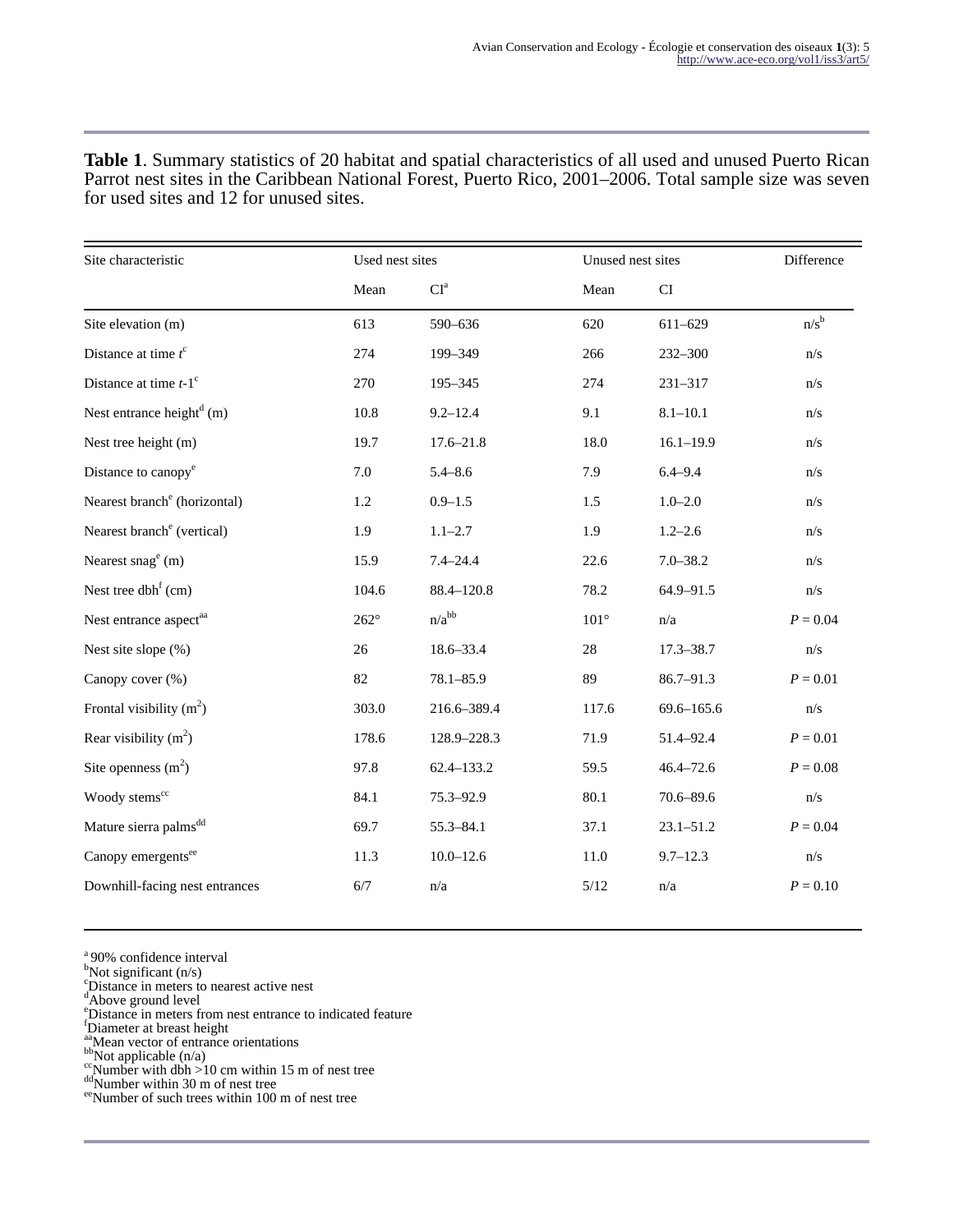**Table 1**. Summary statistics of 20 habitat and spatial characteristics of all used and unused Puerto Rican Parrot nest sites in the Caribbean National Forest, Puerto Rico, 2001–2006. Total sample size was seven for used sites and 12 for unused sites.

| Site characteristic | Used nest sites | | Unused nest sites | | Difference |
|---|---|---|---|---|---|
| | Mean | CI[a] | Mean | CI | |
| Site elevation (m) | 613 | 590–636 | 620 | 611–629 | n/s[b] |
| Distance at time *t*[c] | 274 | 199–349 | 266 | 232–300 | n/s |
| Distance at time *t*-1[c] | 270 | 195–345 | 274 | 231–317 | n/s |
| Nest entrance height[d] (m) | 10.8 | 9.2–12.4 | 9.1 | 8.1–10.1 | n/s |
| Nest tree height (m) | 19.7 | 17.6–21.8 | 18.0 | 16.1–19.9 | n/s |
| Distance to canopy[e] | 7.0 | 5.4–8.6 | 7.9 | 6.4–9.4 | n/s |
| Nearest branch[e] (horizontal) | 1.2 | 0.9–1.5 | 1.5 | 1.0–2.0 | n/s |
| Nearest branch[e] (vertical) | 1.9 | 1.1–2.7 | 1.9 | 1.2–2.6 | n/s |
| Nearest snag[e] (m) | 15.9 | 7.4–24.4 | 22.6 | 7.0–38.2 | n/s |
| Nest tree dbh[f] (cm) | 104.6 | 88.4–120.8 | 78.2 | 64.9–91.5 | n/s |
| Nest entrance aspect[aa] | 262° | n/a[bb] | 101° | n/a | $P = 0.04$ |
| Nest site slope (%) | 26 | 18.6–33.4 | 28 | 17.3–38.7 | n/s |
| Canopy cover (%) | 82 | 78.1–85.9 | 89 | 86.7–91.3 | $P = 0.01$ |
| Frontal visibility ($m^2$) | 303.0 | 216.6–389.4 | 117.6 | 69.6–165.6 | n/s |
| Rear visibility ($m^2$) | 178.6 | 128.9–228.3 | 71.9 | 51.4–92.4 | $P = 0.01$ |
| Site openness ($m^2$) | 97.8 | 62.4–133.2 | 59.5 | 46.4–72.6 | $P = 0.08$ |
| Woody stems[cc] | 84.1 | 75.3–92.9 | 80.1 | 70.6–89.6 | n/s |
| Mature sierra palms[dd] | 69.7 | 55.3–84.1 | 37.1 | 23.1–51.2 | $P = 0.04$ |
| Canopy emergents[ee] | 11.3 | 10.0–12.6 | 11.0 | 9.7–12.3 | n/s |
| Downhill-facing nest entrances | 6/7 | n/a | 5/12 | n/a | $P = 0.10$ |

[a] 90% confidence interval
[b] Not significant (n/s)
[c] Distance in meters to nearest active nest
[d] Above ground level
[e] Distance in meters from nest entrance to indicated feature
[f] Diameter at breast height
[aa] Mean vector of entrance orientations
[bb] Not applicable (n/a)
[cc] Number with dbh >10 cm within 15 m of nest tree
[dd] Number within 30 m of nest tree
[ee] Number of such trees within 100 m of nest tree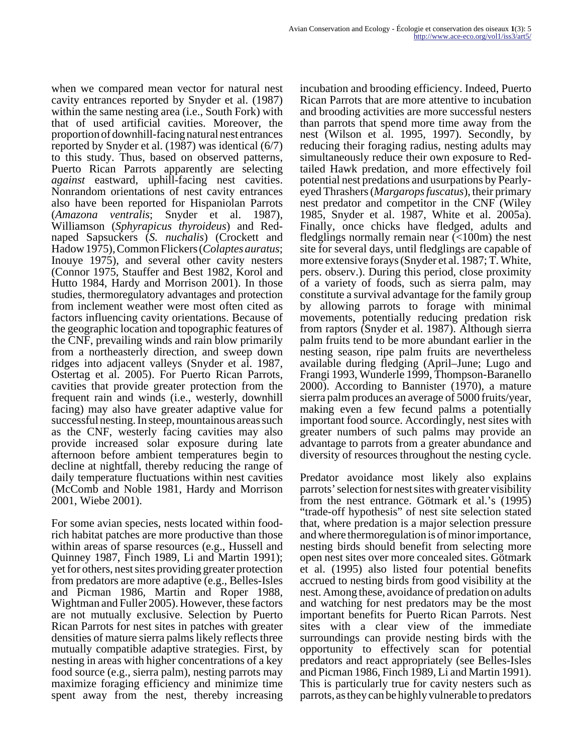when we compared mean vector for natural nest cavity entrances reported by Snyder et al. (1987) within the same nesting area (i.e., South Fork) with that of used artificial cavities. Moreover, the proportion of downhill-facing natural nest entrances reported by Snyder et al. (1987) was identical (6/7) to this study. Thus, based on observed patterns, Puerto Rican Parrots apparently are selecting *against* eastward, uphill-facing nest cavities. Nonrandom orientations of nest cavity entrances also have been reported for Hispaniolan Parrots (*Amazona ventralis*; Snyder et al. 1987), Williamson (*Sphyrapicus thyroideus*) and Red-naped Sapsuckers (*S. nuchalis*) (Crockett and Hadow 1975), Common Flickers (*Colaptes auratus*; Inouye 1975), and several other cavity nesters (Connor 1975, Stauffer and Best 1982, Korol and Hutto 1984, Hardy and Morrison 2001). In those studies, thermoregulatory advantages and protection from inclement weather were most often cited as factors influencing cavity orientations. Because of the geographic location and topographic features of the CNF, prevailing winds and rain blow primarily from a northeasterly direction, and sweep down ridges into adjacent valleys (Snyder et al. 1987, Ostertag et al. 2005). For Puerto Rican Parrots, cavities that provide greater protection from the frequent rain and winds (i.e., westerly, downhill facing) may also have greater adaptive value for successful nesting. In steep, mountainous areas such as the CNF, westerly facing cavities may also provide increased solar exposure during late afternoon before ambient temperatures begin to decline at nightfall, thereby reducing the range of daily temperature fluctuations within nest cavities (McComb and Noble 1981, Hardy and Morrison 2001, Wiebe 2001).

For some avian species, nests located within food-rich habitat patches are more productive than those within areas of sparse resources (e.g., Hussell and Quinney 1987, Finch 1989, Li and Martin 1991); yet for others, nest sites providing greater protection from predators are more adaptive (e.g., Belles-Isles and Picman 1986, Martin and Roper 1988, Wightman and Fuller 2005). However, these factors are not mutually exclusive. Selection by Puerto Rican Parrots for nest sites in patches with greater densities of mature sierra palms likely reflects three mutually compatible adaptive strategies. First, by nesting in areas with higher concentrations of a key food source (e.g., sierra palm), nesting parrots may maximize foraging efficiency and minimize time spent away from the nest, thereby increasing incubation and brooding efficiency. Indeed, Puerto Rican Parrots that are more attentive to incubation and brooding activities are more successful nesters than parrots that spend more time away from the nest (Wilson et al. 1995, 1997). Secondly, by reducing their foraging radius, nesting adults may simultaneously reduce their own exposure to Red-tailed Hawk predation, and more effectively foil potential nest predations and usurpations by Pearly-eyed Thrashers (*Margarops fuscatus*), their primary nest predator and competitor in the CNF (Wiley 1985, Snyder et al. 1987, White et al. 2005a). Finally, once chicks have fledged, adults and fledglings normally remain near (<100m) the nest site for several days, until fledglings are capable of more extensive forays (Snyder et al. 1987; T. White, pers. observ.). During this period, close proximity of a variety of foods, such as sierra palm, may constitute a survival advantage for the family group by allowing parrots to forage with minimal movements, potentially reducing predation risk from raptors (Snyder et al. 1987). Although sierra palm fruits tend to be more abundant earlier in the nesting season, ripe palm fruits are nevertheless available during fledging (April–June; Lugo and Frangi 1993, Wunderle 1999, Thompson-Baranello 2000). According to Bannister (1970), a mature sierra palm produces an average of 5000 fruits/year, making even a few fecund palms a potentially important food source. Accordingly, nest sites with greater numbers of such palms may provide an advantage to parrots from a greater abundance and diversity of resources throughout the nesting cycle.

Predator avoidance most likely also explains parrots' selection for nest sites with greater visibility from the nest entrance. Götmark et al.'s (1995) "trade-off hypothesis" of nest site selection stated that, where predation is a major selection pressure and where thermoregulation is of minor importance, nesting birds should benefit from selecting more open nest sites over more concealed sites. Götmark et al. (1995) also listed four potential benefits accrued to nesting birds from good visibility at the nest. Among these, avoidance of predation on adults and watching for nest predators may be the most important benefits for Puerto Rican Parrots. Nest sites with a clear view of the immediate surroundings can provide nesting birds with the opportunity to effectively scan for potential predators and react appropriately (see Belles-Isles and Picman 1986, Finch 1989, Li and Martin 1991). This is particularly true for cavity nesters such as parrots, as they can be highly vulnerable to predators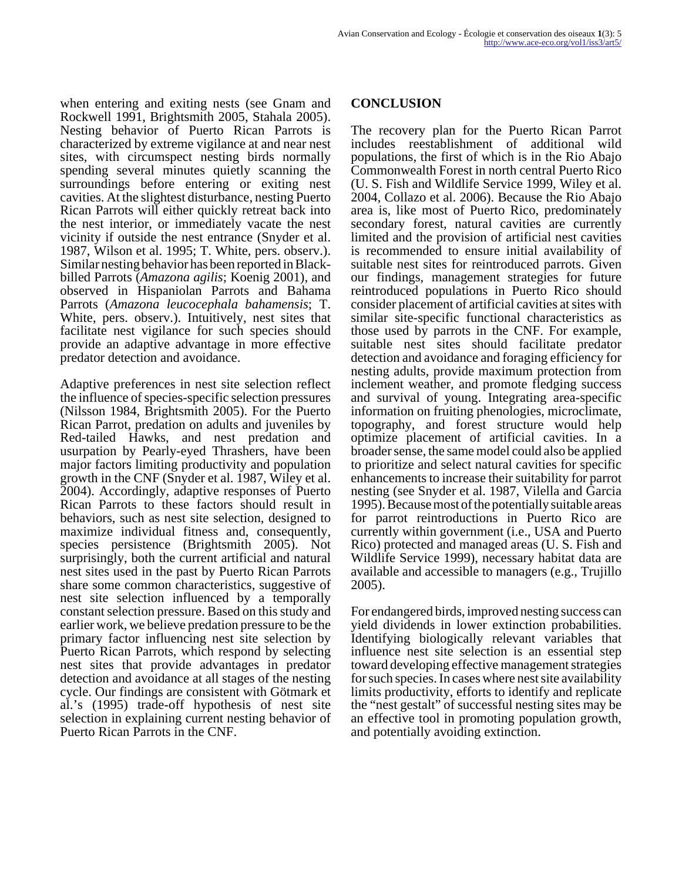when entering and exiting nests (see Gnam and Rockwell 1991, Brightsmith 2005, Stahala 2005). Nesting behavior of Puerto Rican Parrots is characterized by extreme vigilance at and near nest sites, with circumspect nesting birds normally spending several minutes quietly scanning the surroundings before entering or exiting nest cavities. At the slightest disturbance, nesting Puerto Rican Parrots will either quickly retreat back into the nest interior, or immediately vacate the nest vicinity if outside the nest entrance (Snyder et al. 1987, Wilson et al. 1995; T. White, pers. observ.). Similar nesting behavior has been reported in Black-billed Parrots (*Amazona agilis*; Koenig 2001), and observed in Hispaniolan Parrots and Bahama Parrots (*Amazona leucocephala bahamensis*; T. White, pers. observ.). Intuitively, nest sites that facilitate nest vigilance for such species should provide an adaptive advantage in more effective predator detection and avoidance.

Adaptive preferences in nest site selection reflect the influence of species-specific selection pressures (Nilsson 1984, Brightsmith 2005). For the Puerto Rican Parrot, predation on adults and juveniles by Red-tailed Hawks, and nest predation and usurpation by Pearly-eyed Thrashers, have been major factors limiting productivity and population growth in the CNF (Snyder et al. 1987, Wiley et al. 2004). Accordingly, adaptive responses of Puerto Rican Parrots to these factors should result in behaviors, such as nest site selection, designed to maximize individual fitness and, consequently, species persistence (Brightsmith 2005). Not surprisingly, both the current artificial and natural nest sites used in the past by Puerto Rican Parrots share some common characteristics, suggestive of nest site selection influenced by a temporally constant selection pressure. Based on this study and earlier work, we believe predation pressure to be the primary factor influencing nest site selection by Puerto Rican Parrots, which respond by selecting nest sites that provide advantages in predator detection and avoidance at all stages of the nesting cycle. Our findings are consistent with Götmark et al.'s (1995) trade-off hypothesis of nest site selection in explaining current nesting behavior of Puerto Rican Parrots in the CNF.

## CONCLUSION

The recovery plan for the Puerto Rican Parrot includes reestablishment of additional wild populations, the first of which is in the Rio Abajo Commonwealth Forest in north central Puerto Rico (U. S. Fish and Wildlife Service 1999, Wiley et al. 2004, Collazo et al. 2006). Because the Rio Abajo area is, like most of Puerto Rico, predominately secondary forest, natural cavities are currently limited and the provision of artificial nest cavities is recommended to ensure initial availability of suitable nest sites for reintroduced parrots. Given our findings, management strategies for future reintroduced populations in Puerto Rico should consider placement of artificial cavities at sites with similar site-specific functional characteristics as those used by parrots in the CNF. For example, suitable nest sites should facilitate predator detection and avoidance and foraging efficiency for nesting adults, provide maximum protection from inclement weather, and promote fledging success and survival of young. Integrating area-specific information on fruiting phenologies, microclimate, topography, and forest structure would help optimize placement of artificial cavities. In a broader sense, the same model could also be applied to prioritize and select natural cavities for specific enhancements to increase their suitability for parrot nesting (see Snyder et al. 1987, Vilella and Garcia 1995). Because most of the potentially suitable areas for parrot reintroductions in Puerto Rico are currently within government (i.e., USA and Puerto Rico) protected and managed areas (U. S. Fish and Wildlife Service 1999), necessary habitat data are available and accessible to managers (e.g., Trujillo 2005).

For endangered birds, improved nesting success can yield dividends in lower extinction probabilities. Identifying biologically relevant variables that influence nest site selection is an essential step toward developing effective management strategies for such species. In cases where nest site availability limits productivity, efforts to identify and replicate the "nest gestalt" of successful nesting sites may be an effective tool in promoting population growth, and potentially avoiding extinction.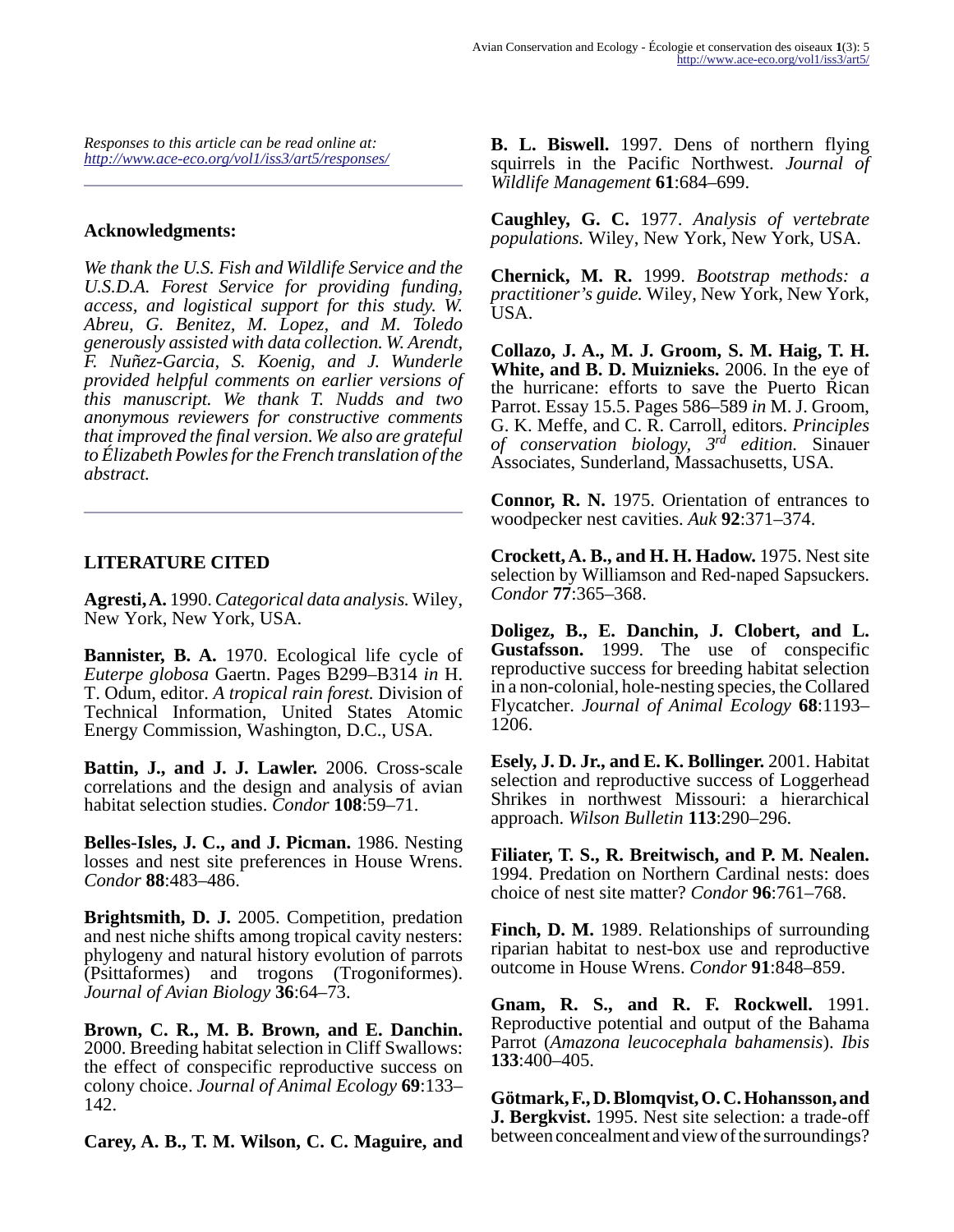Responses to this article can be read online at:
*http://www.ace-eco.org/vol1/iss3/art5/responses/*

## Acknowledgments:

*We thank the U.S. Fish and Wildlife Service and the U.S.D.A. Forest Service for providing funding, access, and logistical support for this study. W. Abreu, G. Benitez, M. Lopez, and M. Toledo generously assisted with data collection. W. Arendt, F. Nuñez-Garcia, S. Koenig, and J. Wunderle provided helpful comments on earlier versions of this manuscript. We thank T. Nudds and two anonymous reviewers for constructive comments that improved the final version. We also are grateful to Élizabeth Powles for the French translation of the abstract.*

## LITERATURE CITED

**Agresti, A.** 1990. *Categorical data analysis.* Wiley, New York, New York, USA.

**Bannister, B. A.** 1970. Ecological life cycle of *Euterpe globosa* Gaertn. Pages B299–B314 *in* H. T. Odum, editor. *A tropical rain forest.* Division of Technical Information, United States Atomic Energy Commission, Washington, D.C., USA.

**Battin, J., and J. J. Lawler.** 2006. Cross-scale correlations and the design and analysis of avian habitat selection studies. *Condor* **108**:59–71.

**Belles-Isles, J. C., and J. Picman.** 1986. Nesting losses and nest site preferences in House Wrens. *Condor* **88**:483–486.

**Brightsmith, D. J.** 2005. Competition, predation and nest niche shifts among tropical cavity nesters: phylogeny and natural history evolution of parrots (Psittaformes) and trogons (Trogoniformes). *Journal of Avian Biology* **36**:64–73.

**Brown, C. R., M. B. Brown, and E. Danchin.** 2000. Breeding habitat selection in Cliff Swallows: the effect of conspecific reproductive success on colony choice. *Journal of Animal Ecology* **69**:133–142.

**Carey, A. B., T. M. Wilson, C. C. Maguire, and B. L. Biswell.** 1997. Dens of northern flying squirrels in the Pacific Northwest. *Journal of Wildlife Management* **61**:684–699.

**Caughley, G. C.** 1977. *Analysis of vertebrate populations.* Wiley, New York, New York, USA.

**Chernick, M. R.** 1999. *Bootstrap methods: a practitioner's guide.* Wiley, New York, New York, USA.

**Collazo, J. A., M. J. Groom, S. M. Haig, T. H. White, and B. D. Muiznieks.** 2006. In the eye of the hurricane: efforts to save the Puerto Rican Parrot. Essay 15.5. Pages 586–589 *in* M. J. Groom, G. K. Meffe, and C. R. Carroll, editors. *Principles of conservation biology, 3rd edition.* Sinauer Associates, Sunderland, Massachusetts, USA.

**Connor, R. N.** 1975. Orientation of entrances to woodpecker nest cavities. *Auk* **92**:371–374.

**Crockett, A. B., and H. H. Hadow.** 1975. Nest site selection by Williamson and Red-naped Sapsuckers. *Condor* **77**:365–368.

**Doligez, B., E. Danchin, J. Clobert, and L. Gustafsson.** 1999. The use of conspecific reproductive success for breeding habitat selection in a non-colonial, hole-nesting species, the Collared Flycatcher. *Journal of Animal Ecology* **68**:1193–1206.

**Esely, J. D. Jr., and E. K. Bollinger.** 2001. Habitat selection and reproductive success of Loggerhead Shrikes in northwest Missouri: a hierarchical approach. *Wilson Bulletin* **113**:290–296.

**Filiater, T. S., R. Breitwisch, and P. M. Nealen.** 1994. Predation on Northern Cardinal nests: does choice of nest site matter? *Condor* **96**:761–768.

**Finch, D. M.** 1989. Relationships of surrounding riparian habitat to nest-box use and reproductive outcome in House Wrens. *Condor* **91**:848–859.

**Gnam, R. S., and R. F. Rockwell.** 1991. Reproductive potential and output of the Bahama Parrot (*Amazona leucocephala bahamensis*). *Ibis* **133**:400–405.

**Götmark, F., D. Blomqvist, O. C. Hohansson, and J. Bergkvist.** 1995. Nest site selection: a trade-off between concealment and view of the surroundings?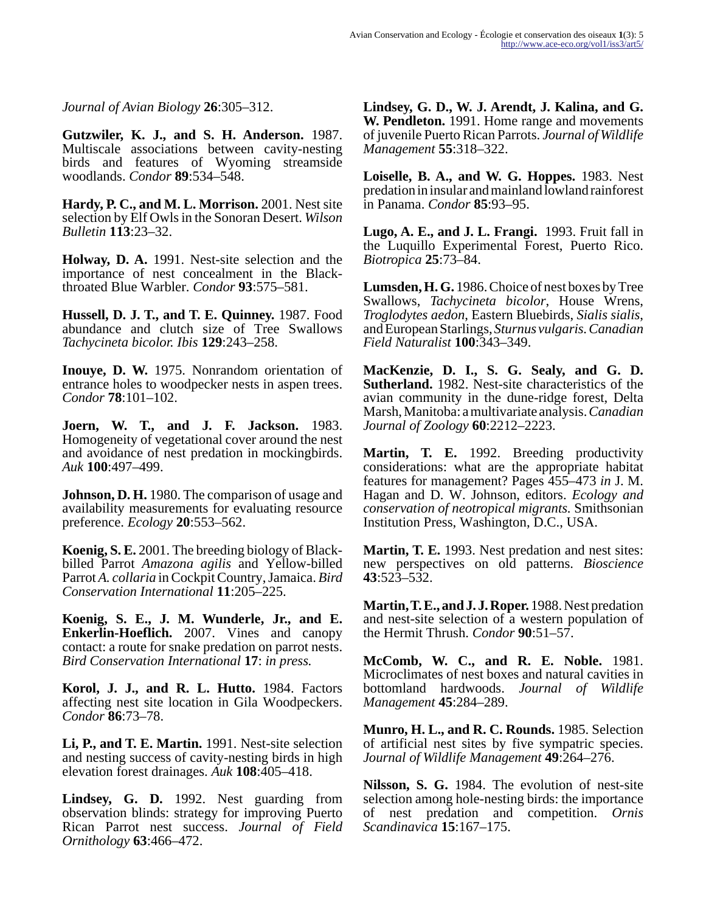*Journal of Avian Biology* **26**:305–312.

**Gutzwiler, K. J., and S. H. Anderson.** 1987. Multiscale associations between cavity-nesting birds and features of Wyoming streamside woodlands. *Condor* **89**:534–548.

**Hardy, P. C., and M. L. Morrison.** 2001. Nest site selection by Elf Owls in the Sonoran Desert. *Wilson Bulletin* **113**:23–32.

**Holway, D. A.** 1991. Nest-site selection and the importance of nest concealment in the Black-throated Blue Warbler. *Condor* **93**:575–581.

**Hussell, D. J. T., and T. E. Quinney.** 1987. Food abundance and clutch size of Tree Swallows *Tachycineta bicolor. Ibis* **129**:243–258.

**Inouye, D. W.** 1975. Nonrandom orientation of entrance holes to woodpecker nests in aspen trees. *Condor* **78**:101–102.

**Joern, W. T., and J. F. Jackson.** 1983. Homogeneity of vegetational cover around the nest and avoidance of nest predation in mockingbirds. *Auk* **100**:497–499.

**Johnson, D. H.** 1980. The comparison of usage and availability measurements for evaluating resource preference. *Ecology* **20**:553–562.

**Koenig, S. E.** 2001. The breeding biology of Black-billed Parrot *Amazona agilis* and Yellow-billed Parrot *A. collaria* in Cockpit Country, Jamaica. *Bird Conservation International* **11**:205–225.

**Koenig, S. E., J. M. Wunderle, Jr., and E. Enkerlin-Hoeflich.** 2007. Vines and canopy contact: a route for snake predation on parrot nests. *Bird Conservation International* **17**: *in press.*

**Korol, J. J., and R. L. Hutto.** 1984. Factors affecting nest site location in Gila Woodpeckers. *Condor* **86**:73–78.

**Li, P., and T. E. Martin.** 1991. Nest-site selection and nesting success of cavity-nesting birds in high elevation forest drainages. *Auk* **108**:405–418.

**Lindsey, G. D.** 1992. Nest guarding from observation blinds: strategy for improving Puerto Rican Parrot nest success. *Journal of Field Ornithology* **63**:466–472.

**Lindsey, G. D., W. J. Arendt, J. Kalina, and G. W. Pendleton.** 1991. Home range and movements of juvenile Puerto Rican Parrots. *Journal of Wildlife Management* **55**:318–322.

**Loiselle, B. A., and W. G. Hoppes.** 1983. Nest predation in insular and mainland lowland rainforest in Panama. *Condor* **85**:93–95.

**Lugo, A. E., and J. L. Frangi.** 1993. Fruit fall in the Luquillo Experimental Forest, Puerto Rico. *Biotropica* **25**:73–84.

**Lumsden, H. G.** 1986. Choice of nest boxes by Tree Swallows, *Tachycineta bicolor*, House Wrens, *Troglodytes aedon*, Eastern Bluebirds, *Sialis sialis*, and European Starlings, *Sturnus vulgaris. Canadian Field Naturalist* **100**:343–349.

**MacKenzie, D. I., S. G. Sealy, and G. D. Sutherland.** 1982. Nest-site characteristics of the avian community in the dune-ridge forest, Delta Marsh, Manitoba: a multivariate analysis. *Canadian Journal of Zoology* **60**:2212–2223.

**Martin, T. E.** 1992. Breeding productivity considerations: what are the appropriate habitat features for management? Pages 455–473 *in* J. M. Hagan and D. W. Johnson, editors. *Ecology and conservation of neotropical migrants.* Smithsonian Institution Press, Washington, D.C., USA.

**Martin, T. E.** 1993. Nest predation and nest sites: new perspectives on old patterns. *Bioscience* **43**:523–532.

**Martin, T. E., and J. J. Roper.** 1988. Nest predation and nest-site selection of a western population of the Hermit Thrush. *Condor* **90**:51–57.

**McComb, W. C., and R. E. Noble.** 1981. Microclimates of nest boxes and natural cavities in bottomland hardwoods. *Journal of Wildlife Management* **45**:284–289.

**Munro, H. L., and R. C. Rounds.** 1985. Selection of artificial nest sites by five sympatric species. *Journal of Wildlife Management* **49**:264–276.

**Nilsson, S. G.** 1984. The evolution of nest-site selection among hole-nesting birds: the importance of nest predation and competition. *Ornis Scandinavica* **15**:167–175.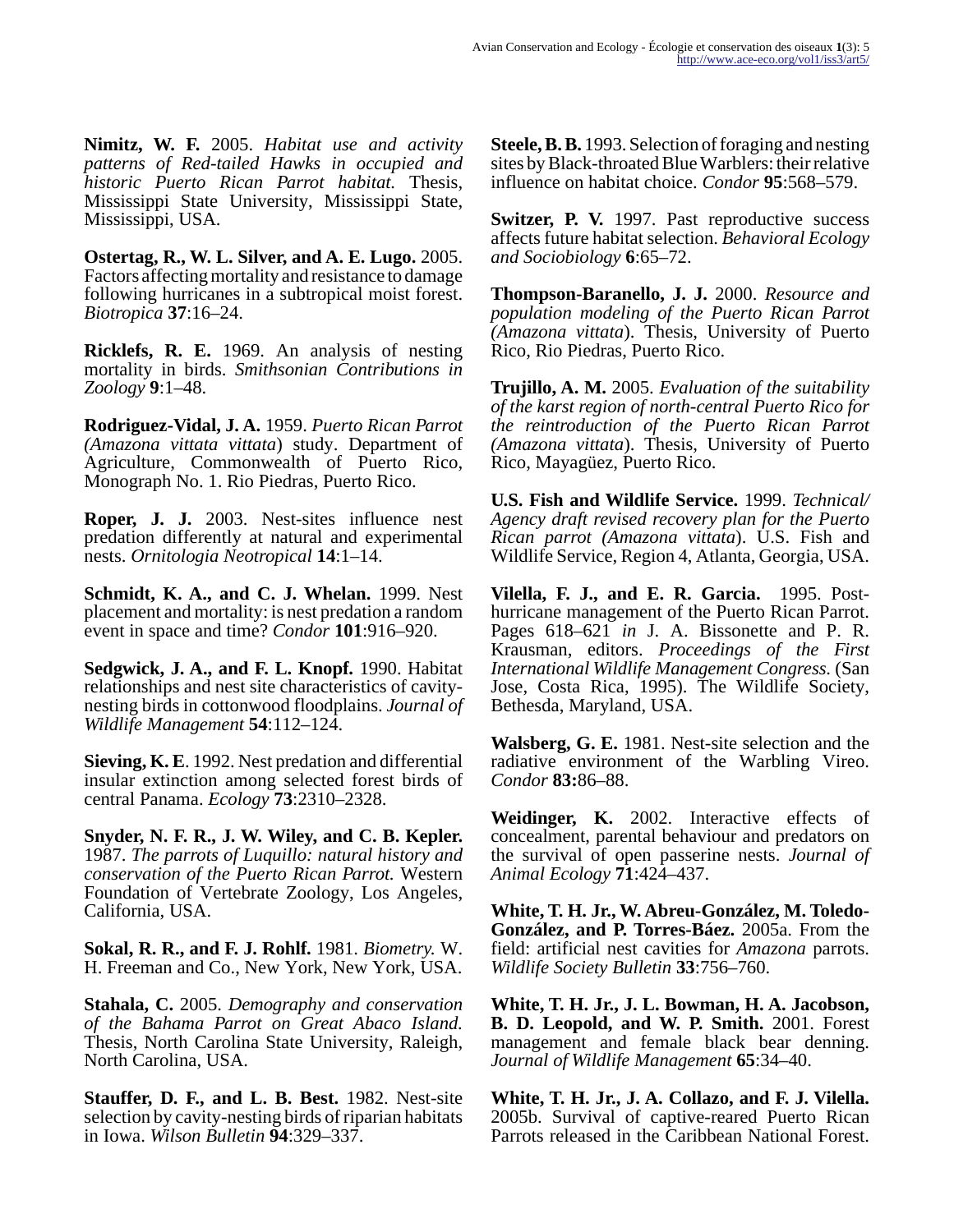**Nimitz, W. F.** 2005. *Habitat use and activity patterns of Red-tailed Hawks in occupied and historic Puerto Rican Parrot habitat.* Thesis, Mississippi State University, Mississippi State, Mississippi, USA.

**Ostertag, R., W. L. Silver, and A. E. Lugo.** 2005. Factors affecting mortality and resistance to damage following hurricanes in a subtropical moist forest. *Biotropica* **37**:16–24.

**Ricklefs, R. E.** 1969. An analysis of nesting mortality in birds. *Smithsonian Contributions in Zoology* **9**:1–48.

**Rodriguez-Vidal, J. A.** 1959. *Puerto Rican Parrot (Amazona vittata vittata*) study. Department of Agriculture, Commonwealth of Puerto Rico, Monograph No. 1. Rio Piedras, Puerto Rico.

**Roper, J. J.** 2003. Nest-sites influence nest predation differently at natural and experimental nests. *Ornitologia Neotropical* **14**:1–14.

**Schmidt, K. A., and C. J. Whelan.** 1999. Nest placement and mortality: is nest predation a random event in space and time? *Condor* **101**:916–920.

**Sedgwick, J. A., and F. L. Knopf.** 1990. Habitat relationships and nest site characteristics of cavity-nesting birds in cottonwood floodplains. *Journal of Wildlife Management* **54**:112–124.

**Sieving, K. E**. 1992. Nest predation and differential insular extinction among selected forest birds of central Panama. *Ecology* **73**:2310–2328.

**Snyder, N. F. R., J. W. Wiley, and C. B. Kepler.** 1987. *The parrots of Luquillo: natural history and conservation of the Puerto Rican Parrot.* Western Foundation of Vertebrate Zoology, Los Angeles, California, USA.

**Sokal, R. R., and F. J. Rohlf.** 1981. *Biometry.* W. H. Freeman and Co., New York, New York, USA.

**Stahala, C.** 2005. *Demography and conservation of the Bahama Parrot on Great Abaco Island.* Thesis, North Carolina State University, Raleigh, North Carolina, USA.

**Stauffer, D. F., and L. B. Best.** 1982. Nest-site selection by cavity-nesting birds of riparian habitats in Iowa. *Wilson Bulletin* **94**:329–337.

**Steele, B. B.** 1993. Selection of foraging and nesting sites by Black-throated Blue Warblers: their relative influence on habitat choice. *Condor* **95**:568–579.

**Switzer, P. V.** 1997. Past reproductive success affects future habitat selection. *Behavioral Ecology and Sociobiology* **6**:65–72.

**Thompson-Baranello, J. J.** 2000. *Resource and population modeling of the Puerto Rican Parrot (Amazona vittata*). Thesis, University of Puerto Rico, Rio Piedras, Puerto Rico.

**Trujillo, A. M.** 2005. *Evaluation of the suitability of the karst region of north-central Puerto Rico for the reintroduction of the Puerto Rican Parrot (Amazona vittata*). Thesis, University of Puerto Rico, Mayagüez, Puerto Rico.

**U.S. Fish and Wildlife Service.** 1999. *Technical/Agency draft revised recovery plan for the Puerto Rican parrot (Amazona vittata*). U.S. Fish and Wildlife Service, Region 4, Atlanta, Georgia, USA.

**Vilella, F. J., and E. R. Garcia.** 1995. Post-hurricane management of the Puerto Rican Parrot. Pages 618–621 *in* J. A. Bissonette and P. R. Krausman, editors. *Proceedings of the First International Wildlife Management Congress.* (San Jose, Costa Rica, 1995). The Wildlife Society, Bethesda, Maryland, USA.

**Walsberg, G. E.** 1981. Nest-site selection and the radiative environment of the Warbling Vireo. *Condor* **83:**86–88.

**Weidinger, K.** 2002. Interactive effects of concealment, parental behaviour and predators on the survival of open passerine nests. *Journal of Animal Ecology* **71**:424–437.

**White, T. H. Jr., W. Abreu-González, M. Toledo-González, and P. Torres-Báez.** 2005a. From the field: artificial nest cavities for *Amazona* parrots. *Wildlife Society Bulletin* **33**:756–760.

**White, T. H. Jr., J. L. Bowman, H. A. Jacobson, B. D. Leopold, and W. P. Smith.** 2001. Forest management and female black bear denning. *Journal of Wildlife Management* **65**:34–40.

**White, T. H. Jr., J. A. Collazo, and F. J. Vilella.** 2005b. Survival of captive-reared Puerto Rican Parrots released in the Caribbean National Forest.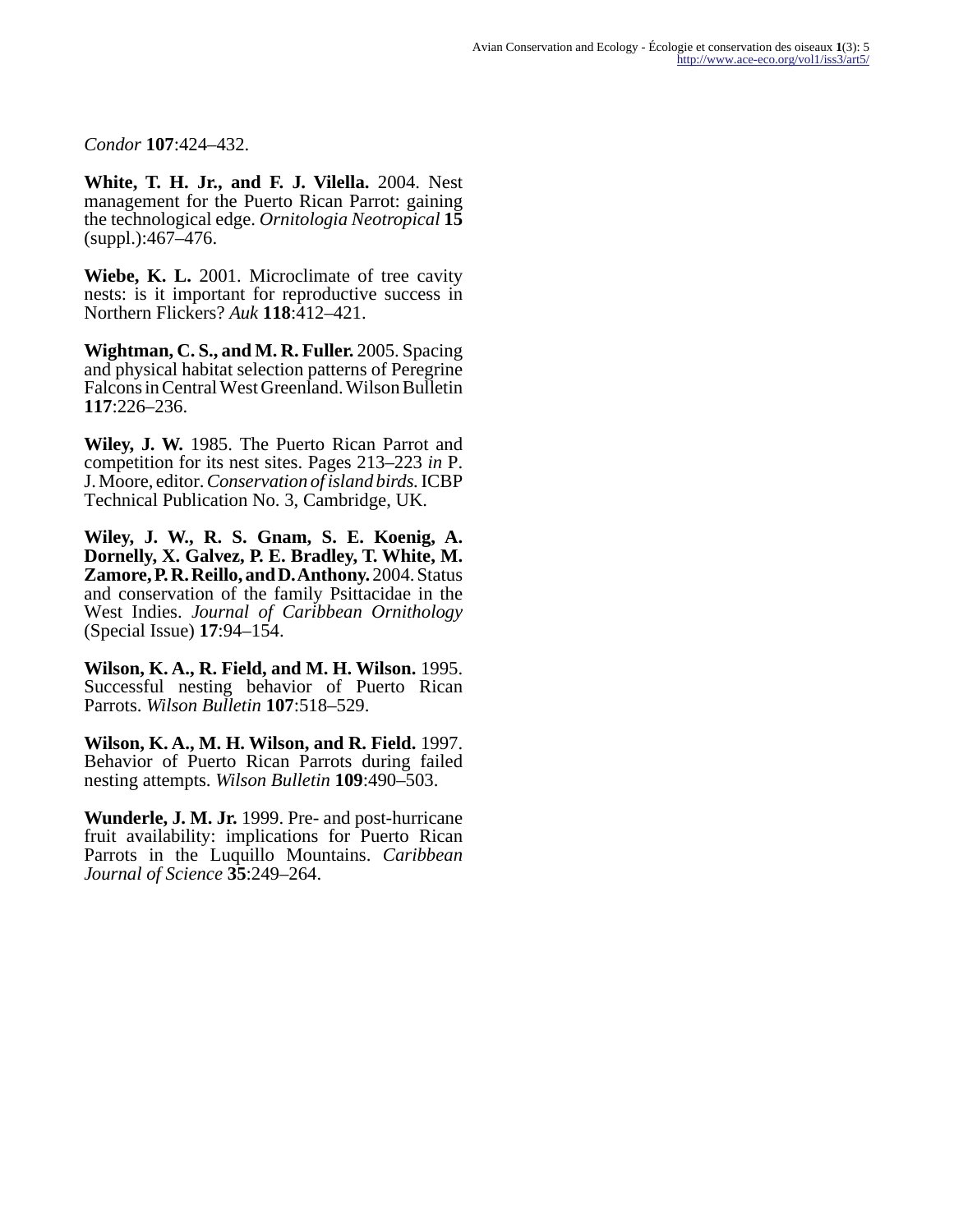*Condor* **107**:424–432.

**White, T. H. Jr., and F. J. Vilella.** 2004. Nest management for the Puerto Rican Parrot: gaining the technological edge. *Ornitologia Neotropical* **15** (suppl.):467–476.

**Wiebe, K. L.** 2001. Microclimate of tree cavity nests: is it important for reproductive success in Northern Flickers? *Auk* **118**:412–421.

**Wightman, C. S., and M. R. Fuller.** 2005. Spacing and physical habitat selection patterns of Peregrine Falcons in Central West Greenland. Wilson Bulletin **117**:226–236.

**Wiley, J. W.** 1985. The Puerto Rican Parrot and competition for its nest sites. Pages 213–223 *in* P. J. Moore, editor. *Conservation of island birds.* ICBP Technical Publication No. 3, Cambridge, UK.

**Wiley, J. W., R. S. Gnam, S. E. Koenig, A. Dornelly, X. Galvez, P. E. Bradley, T. White, M. Zamore, P. R. Reillo, and D. Anthony.** 2004. Status and conservation of the family Psittacidae in the West Indies. *Journal of Caribbean Ornithology* (Special Issue) **17**:94–154.

**Wilson, K. A., R. Field, and M. H. Wilson.** 1995. Successful nesting behavior of Puerto Rican Parrots. *Wilson Bulletin* **107**:518–529.

**Wilson, K. A., M. H. Wilson, and R. Field.** 1997. Behavior of Puerto Rican Parrots during failed nesting attempts. *Wilson Bulletin* **109**:490–503.

**Wunderle, J. M. Jr.** 1999. Pre- and post-hurricane fruit availability: implications for Puerto Rican Parrots in the Luquillo Mountains. *Caribbean Journal of Science* **35**:249–264.